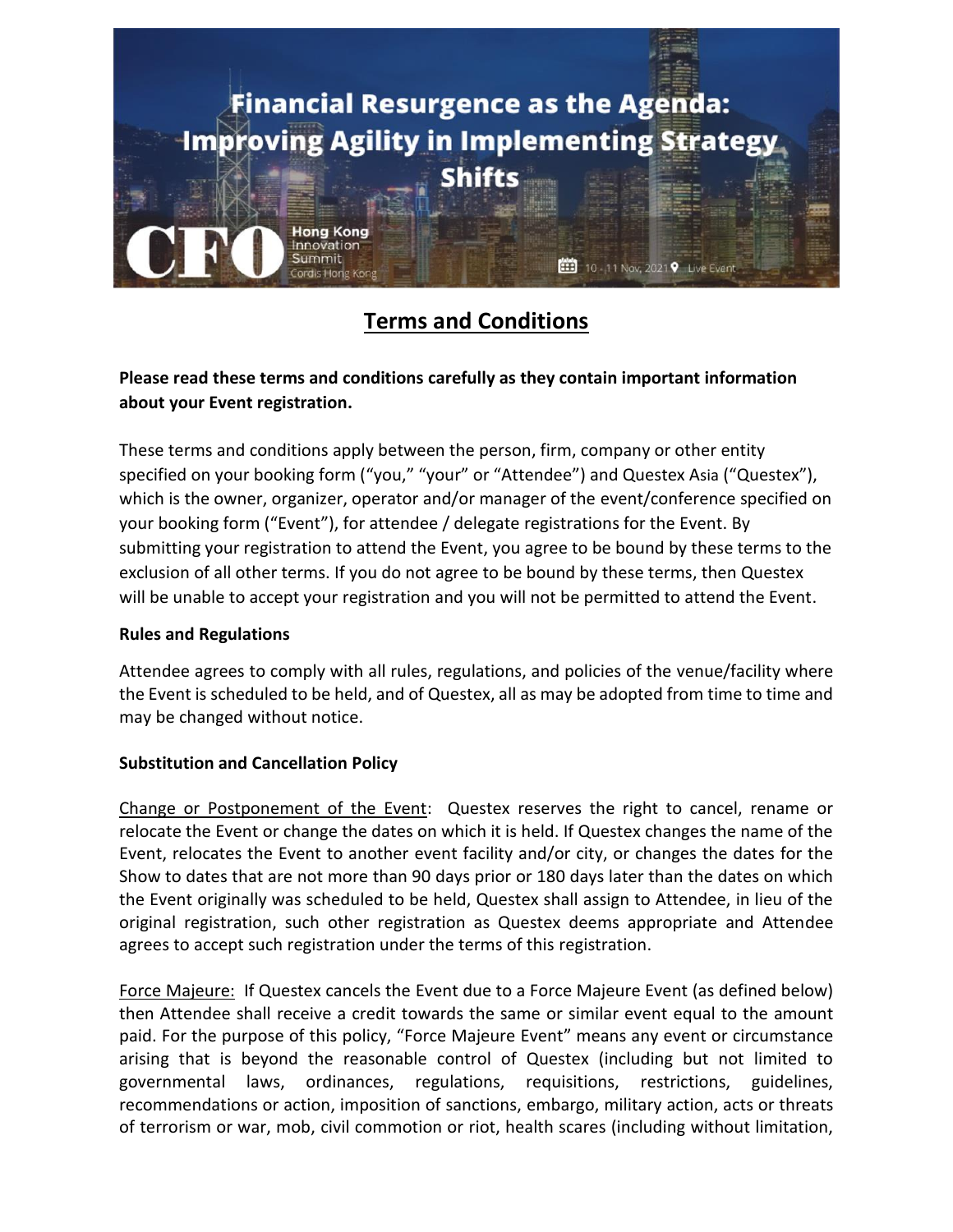# Financial Resurgence as the Agenda: Improving Agility in Implementing Strategy Shifts

CFO Hong Kong Innovation Summit
Cordis Hong Kong

10 - 11 Nov, 2021 Live Event

## Terms and Conditions

**Please read these terms and conditions carefully as they contain important information about your Event registration.**

These terms and conditions apply between the person, firm, company or other entity specified on your booking form ("you," "your" or "Attendee") and Questex Asia ("Questex"), which is the owner, organizer, operator and/or manager of the event/conference specified on your booking form ("Event"), for attendee / delegate registrations for the Event. By submitting your registration to attend the Event, you agree to be bound by these terms to the exclusion of all other terms. If you do not agree to be bound by these terms, then Questex will be unable to accept your registration and you will not be permitted to attend the Event.

**Rules and Regulations**

Attendee agrees to comply with all rules, regulations, and policies of the venue/facility where the Event is scheduled to be held, and of Questex, all as may be adopted from time to time and may be changed without notice.

**Substitution and Cancellation Policy**

Change or Postponement of the Event: Questex reserves the right to cancel, rename or relocate the Event or change the dates on which it is held. If Questex changes the name of the Event, relocates the Event to another event facility and/or city, or changes the dates for the Show to dates that are not more than 90 days prior or 180 days later than the dates on which the Event originally was scheduled to be held, Questex shall assign to Attendee, in lieu of the original registration, such other registration as Questex deems appropriate and Attendee agrees to accept such registration under the terms of this registration.

Force Majeure: If Questex cancels the Event due to a Force Majeure Event (as defined below) then Attendee shall receive a credit towards the same or similar event equal to the amount paid. For the purpose of this policy, "Force Majeure Event" means any event or circumstance arising that is beyond the reasonable control of Questex (including but not limited to governmental laws, ordinances, regulations, requisitions, restrictions, guidelines, recommendations or action, imposition of sanctions, embargo, military action, acts or threats of terrorism or war, mob, civil commotion or riot, health scares (including without limitation,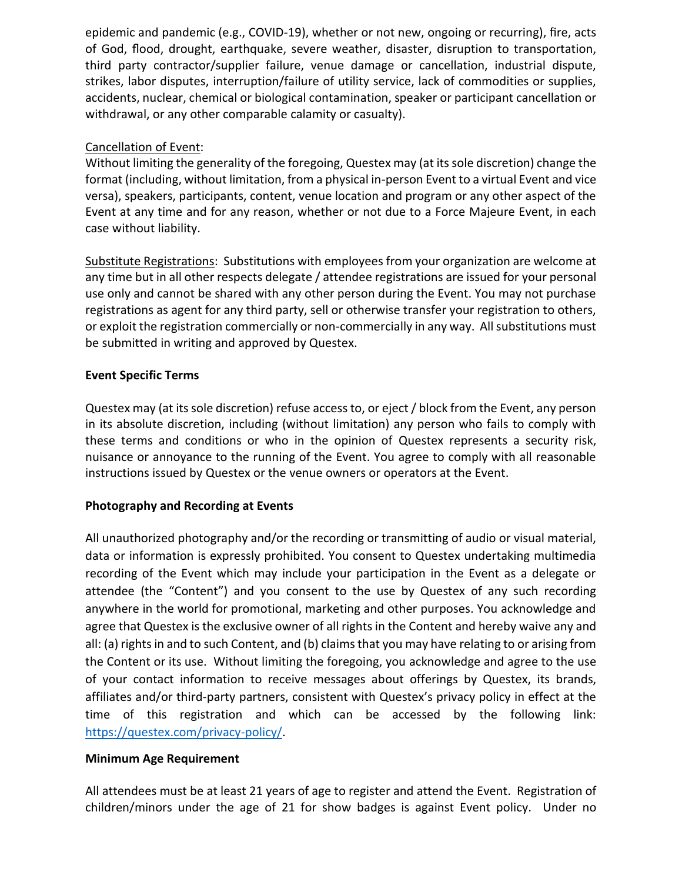epidemic and pandemic (e.g., COVID-19), whether or not new, ongoing or recurring), fire, acts of God, flood, drought, earthquake, severe weather, disaster, disruption to transportation, third party contractor/supplier failure, venue damage or cancellation, industrial dispute, strikes, labor disputes, interruption/failure of utility service, lack of commodities or supplies, accidents, nuclear, chemical or biological contamination, speaker or participant cancellation or withdrawal, or any other comparable calamity or casualty).

<u>Cancellation of Event</u>:
Without limiting the generality of the foregoing, Questex may (at its sole discretion) change the format (including, without limitation, from a physical in-person Event to a virtual Event and vice versa), speakers, participants, content, venue location and program or any other aspect of the Event at any time and for any reason, whether or not due to a Force Majeure Event, in each case without liability.

<u>Substitute Registrations</u>: Substitutions with employees from your organization are welcome at any time but in all other respects delegate / attendee registrations are issued for your personal use only and cannot be shared with any other person during the Event. You may not purchase registrations as agent for any third party, sell or otherwise transfer your registration to others, or exploit the registration commercially or non-commercially in any way. All substitutions must be submitted in writing and approved by Questex.

**Event Specific Terms**

Questex may (at its sole discretion) refuse access to, or eject / block from the Event, any person in its absolute discretion, including (without limitation) any person who fails to comply with these terms and conditions or who in the opinion of Questex represents a security risk, nuisance or annoyance to the running of the Event. You agree to comply with all reasonable instructions issued by Questex or the venue owners or operators at the Event.

**Photography and Recording at Events**

All unauthorized photography and/or the recording or transmitting of audio or visual material, data or information is expressly prohibited. You consent to Questex undertaking multimedia recording of the Event which may include your participation in the Event as a delegate or attendee (the "Content") and you consent to the use by Questex of any such recording anywhere in the world for promotional, marketing and other purposes. You acknowledge and agree that Questex is the exclusive owner of all rights in the Content and hereby waive any and all: (a) rights in and to such Content, and (b) claims that you may have relating to or arising from the Content or its use. Without limiting the foregoing, you acknowledge and agree to the use of your contact information to receive messages about offerings by Questex, its brands, affiliates and/or third-party partners, consistent with Questex's privacy policy in effect at the time of this registration and which can be accessed by the following link: [https://questex.com/privacy-policy/](https://questex.com/privacy-policy/).

**Minimum Age Requirement**

All attendees must be at least 21 years of age to register and attend the Event. Registration of children/minors under the age of 21 for show badges is against Event policy. Under no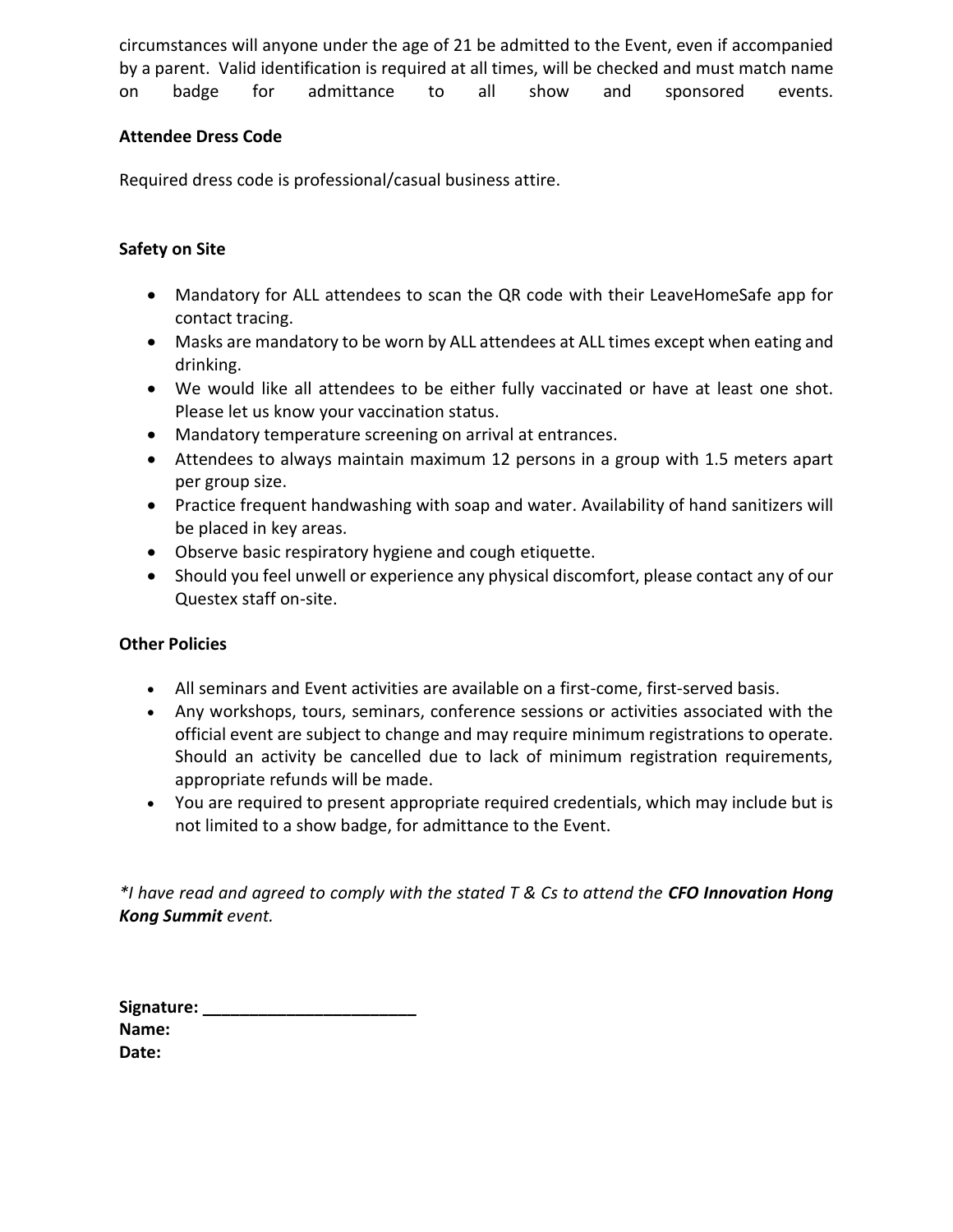circumstances will anyone under the age of 21 be admitted to the Event, even if accompanied by a parent. Valid identification is required at all times, will be checked and must match name on badge for admittance to all show and sponsored events.

**Attendee Dress Code**

Required dress code is professional/casual business attire.

**Safety on Site**

- Mandatory for ALL attendees to scan the QR code with their LeaveHomeSafe app for contact tracing.
- Masks are mandatory to be worn by ALL attendees at ALL times except when eating and drinking.
- We would like all attendees to be either fully vaccinated or have at least one shot. Please let us know your vaccination status.
- Mandatory temperature screening on arrival at entrances.
- Attendees to always maintain maximum 12 persons in a group with 1.5 meters apart per group size.
- Practice frequent handwashing with soap and water. Availability of hand sanitizers will be placed in key areas.
- Observe basic respiratory hygiene and cough etiquette.
- Should you feel unwell or experience any physical discomfort, please contact any of our Questex staff on-site.

**Other Policies**

- All seminars and Event activities are available on a first-come, first-served basis.
- Any workshops, tours, seminars, conference sessions or activities associated with the official event are subject to change and may require minimum registrations to operate. Should an activity be cancelled due to lack of minimum registration requirements, appropriate refunds will be made.
- You are required to present appropriate required credentials, which may include but is not limited to a show badge, for admittance to the Event.

*\*I have read and agreed to comply with the stated T & Cs to attend the **CFO Innovation Hong Kong Summit** event.*

**Signature:** _______________________
**Name:**
**Date:**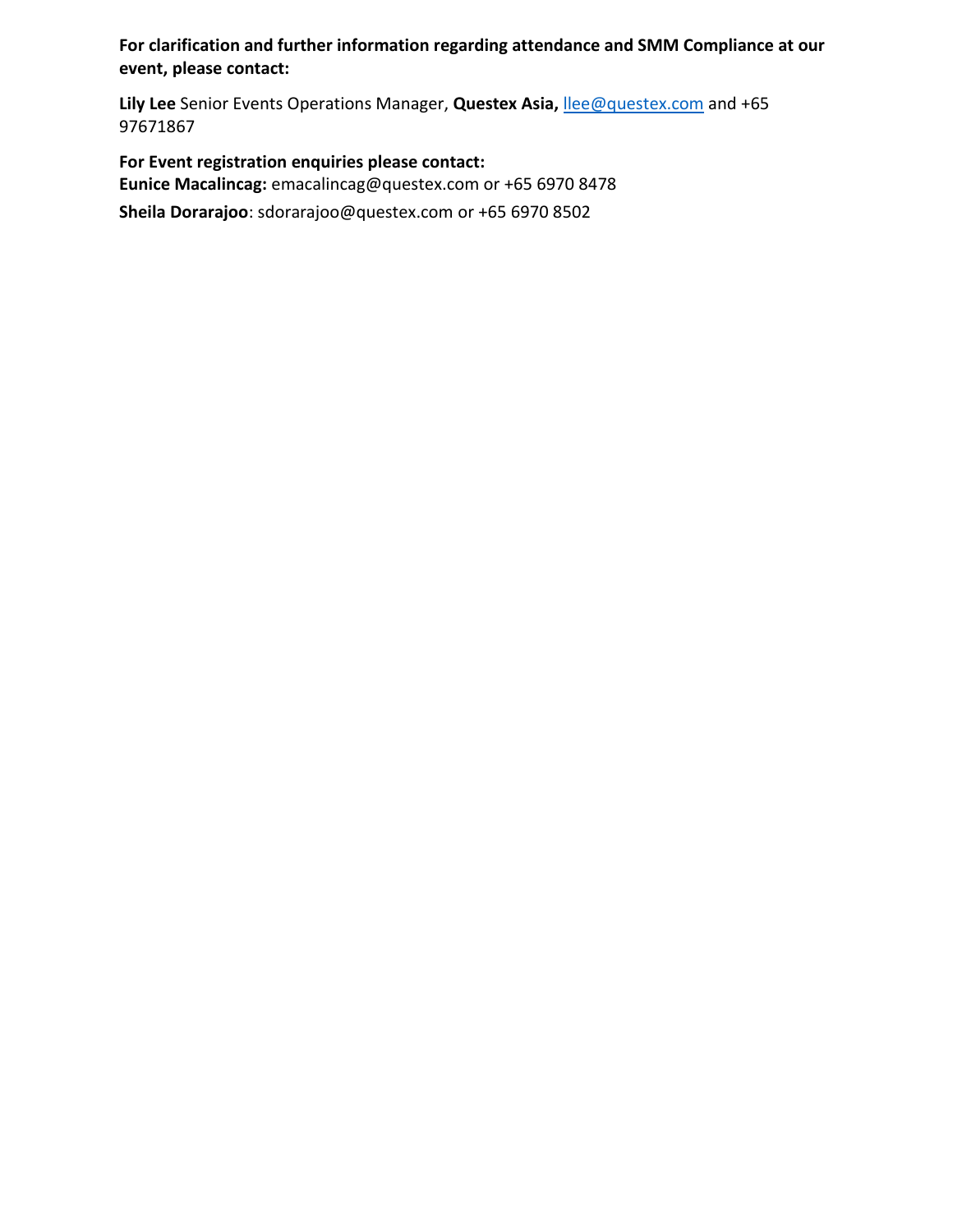**For clarification and further information regarding attendance and SMM Compliance at our event, please contact:**

**Lily Lee** Senior Events Operations Manager, **Questex Asia,** llee@questex.com and +65 97671867

**For Event registration enquiries please contact:**
**Eunice Macalincag:** emacalincag@questex.com or +65 6970 8478

**Sheila Dorarajoo**: sdorarajoo@questex.com or +65 6970 8502